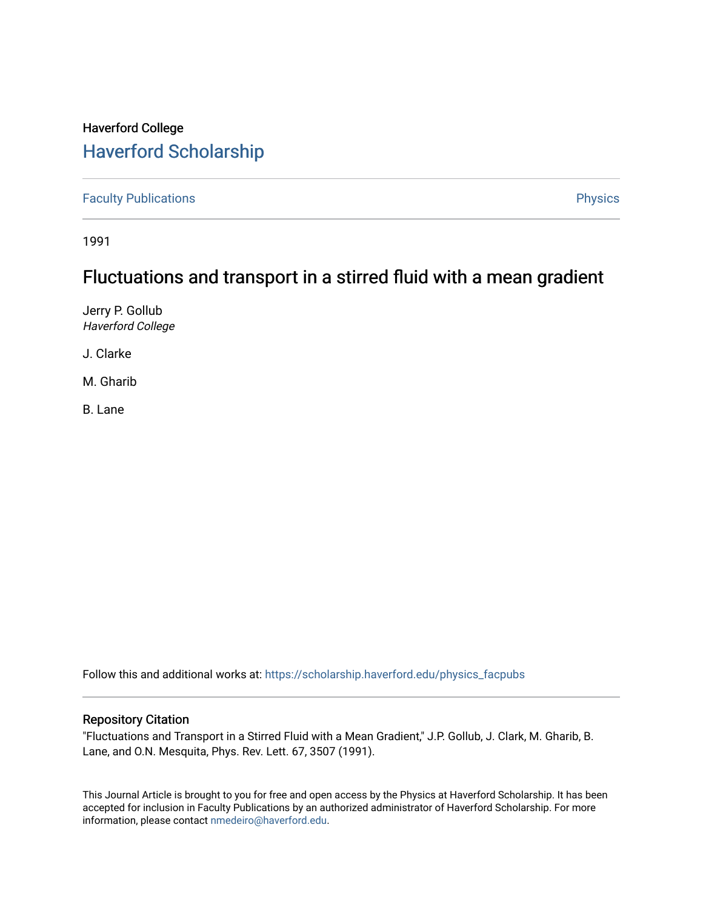Haverford College

## Haverford Scholarship

Faculty Publications | Physics

1991

# Fluctuations and transport in a stirred fluid with a mean gradient

Jerry P. Gollub
*Haverford College*

J. Clarke

M. Gharib

B. Lane

Follow this and additional works at: https://scholarship.haverford.edu/physics_facpubs

### Repository Citation

"Fluctuations and Transport in a Stirred Fluid with a Mean Gradient," J.P. Gollub, J. Clark, M. Gharib, B. Lane, and O.N. Mesquita, Phys. Rev. Lett. 67, 3507 (1991).

This Journal Article is brought to you for free and open access by the Physics at Haverford Scholarship. It has been accepted for inclusion in Faculty Publications by an authorized administrator of Haverford Scholarship. For more information, please contact nmedeiro@haverford.edu.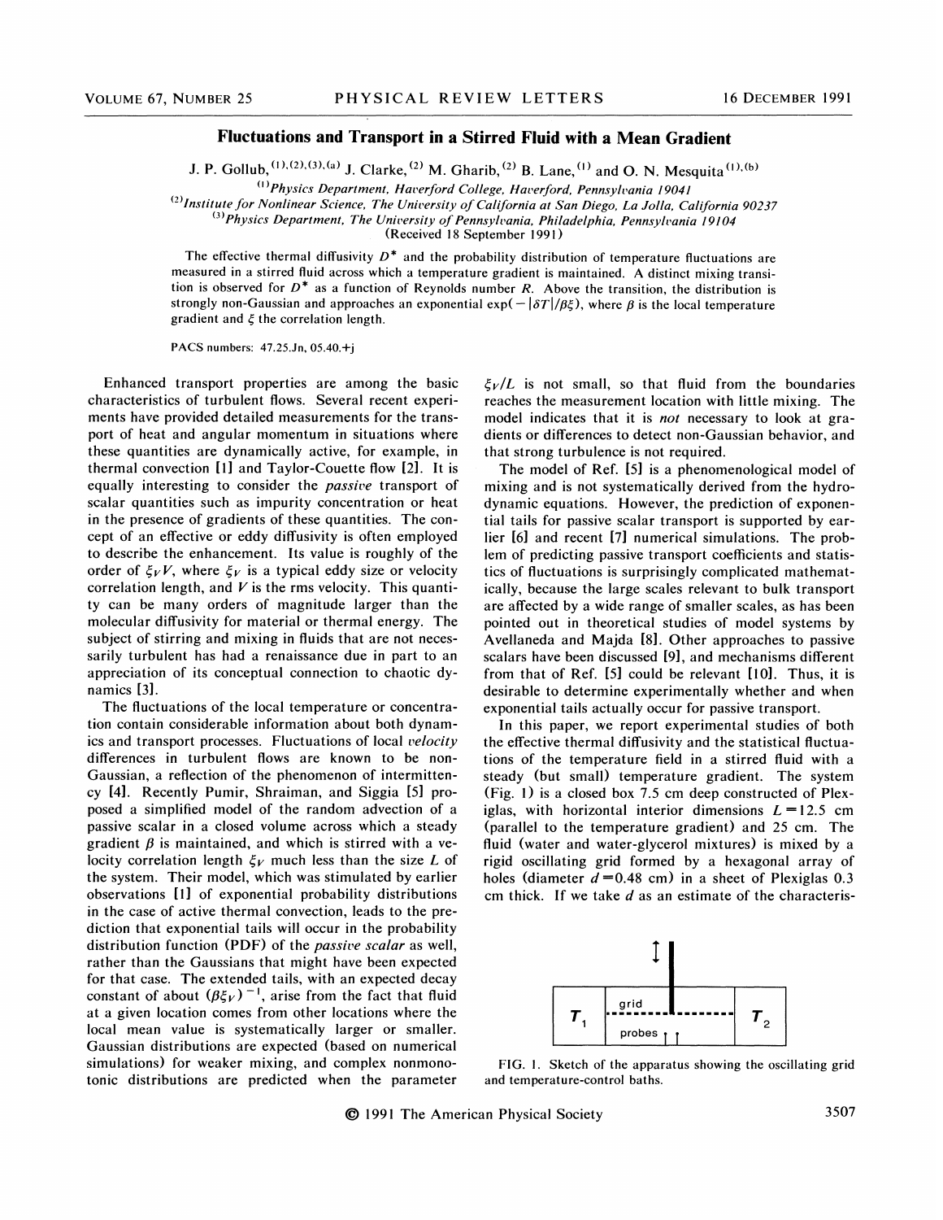# Fluctuations and Transport in a Stirred Fluid with a Mean Gradient

J. P. Gollub,[(1),(2),(3),(a)] J. Clarke,[(2)] M. Gharib,[(2)] B. Lane,[(1)] and O. N. Mesquita[(1),(b)]

[(1)]*Physics Department, Haverford College, Haverford, Pennsylvania 19041*

[(2)]*Institute for Nonlinear Science, The University of California at San Diego, La Jolla, California 90237*

[(3)]*Physics Department, The University of Pennsylvania, Philadelphia, Pennsylvania 19104*

(Received 18 September 1991)

The effective thermal diffusivity $D^*$ and the probability distribution of temperature fluctuations are measured in a stirred fluid across which a temperature gradient is maintained. A distinct mixing transition is observed for $D^*$ as a function of Reynolds number $R$. Above the transition, the distribution is strongly non-Gaussian and approaches an exponential $\exp(-|\delta T|/\beta\xi)$, where $\beta$ is the local temperature gradient and $\xi$ the correlation length.

PACS numbers: 47.25.Jn, 05.40.+j

Enhanced transport properties are among the basic characteristics of turbulent flows. Several recent experiments have provided detailed measurements for the transport of heat and angular momentum in situations where these quantities are dynamically active, for example, in thermal convection [1] and Taylor-Couette flow [2]. It is equally interesting to consider the *passive* transport of scalar quantities such as impurity concentration or heat in the presence of gradients of these quantities. The concept of an effective or eddy diffusivity is often employed to describe the enhancement. Its value is roughly of the order of $\xi_V V$, where $\xi_V$ is a typical eddy size or velocity correlation length, and $V$ is the rms velocity. This quantity can be many orders of magnitude larger than the molecular diffusivity for material or thermal energy. The subject of stirring and mixing in fluids that are not necessarily turbulent has had a renaissance due in part to an appreciation of its conceptual connection to chaotic dynamics [3].

The fluctuations of the local temperature or concentration contain considerable information about both dynamics and transport processes. Fluctuations of local *velocity* differences in turbulent flows are known to be non-Gaussian, a reflection of the phenomenon of intermittency [4]. Recently Pumir, Shraiman, and Siggia [5] proposed a simplified model of the random advection of a passive scalar in a closed volume across which a steady gradient $\beta$ is maintained, and which is stirred with a velocity correlation length $\xi_V$ much less than the size $L$ of the system. Their model, which was stimulated by earlier observations [1] of exponential probability distributions in the case of active thermal convection, leads to the prediction that exponential tails will occur in the probability distribution function (PDF) of the *passive scalar* as well, rather than the Gaussians that might have been expected for that case. The extended tails, with an expected decay constant of about $(\beta\xi_V)^{-1}$, arise from the fact that fluid at a given location comes from other locations where the local mean value is systematically larger or smaller. Gaussian distributions are expected (based on numerical simulations) for weaker mixing, and complex nonmonotonic distributions are predicted when the parameter $\xi_V/L$ is not small, so that fluid from the boundaries reaches the measurement location with little mixing. The model indicates that it is *not* necessary to look at gradients or differences to detect non-Gaussian behavior, and that strong turbulence is not required.

The model of Ref. [5] is a phenomenological model of mixing and is not systematically derived from the hydrodynamic equations. However, the prediction of exponential tails for passive scalar transport is supported by earlier [6] and recent [7] numerical simulations. The problem of predicting passive transport coefficients and statistics of fluctuations is surprisingly complicated mathematically, because the large scales relevant to bulk transport are affected by a wide range of smaller scales, as has been pointed out in theoretical studies of model systems by Avellaneda and Majda [8]. Other approaches to passive scalars have been discussed [9], and mechanisms different from that of Ref. [5] could be relevant [10]. Thus, it is desirable to determine experimentally whether and when exponential tails actually occur for passive transport.

In this paper, we report experimental studies of both the effective thermal diffusivity and the statistical fluctuations of the temperature field in a stirred fluid with a steady (but small) temperature gradient. The system (Fig. 1) is a closed box 7.5 cm deep constructed of Plexiglas, with horizontal interior dimensions $L=12.5$ cm (parallel to the temperature gradient) and 25 cm. The fluid (water and water-glycerol mixtures) is mixed by a rigid oscillating grid formed by a hexagonal array of holes (diameter $d=0.48$ cm) in a sheet of Plexiglas 0.3 cm thick. If we take $d$ as an estimate of the characteris-

FIG. 1. Sketch of the apparatus showing the oscillating grid and temperature-control baths.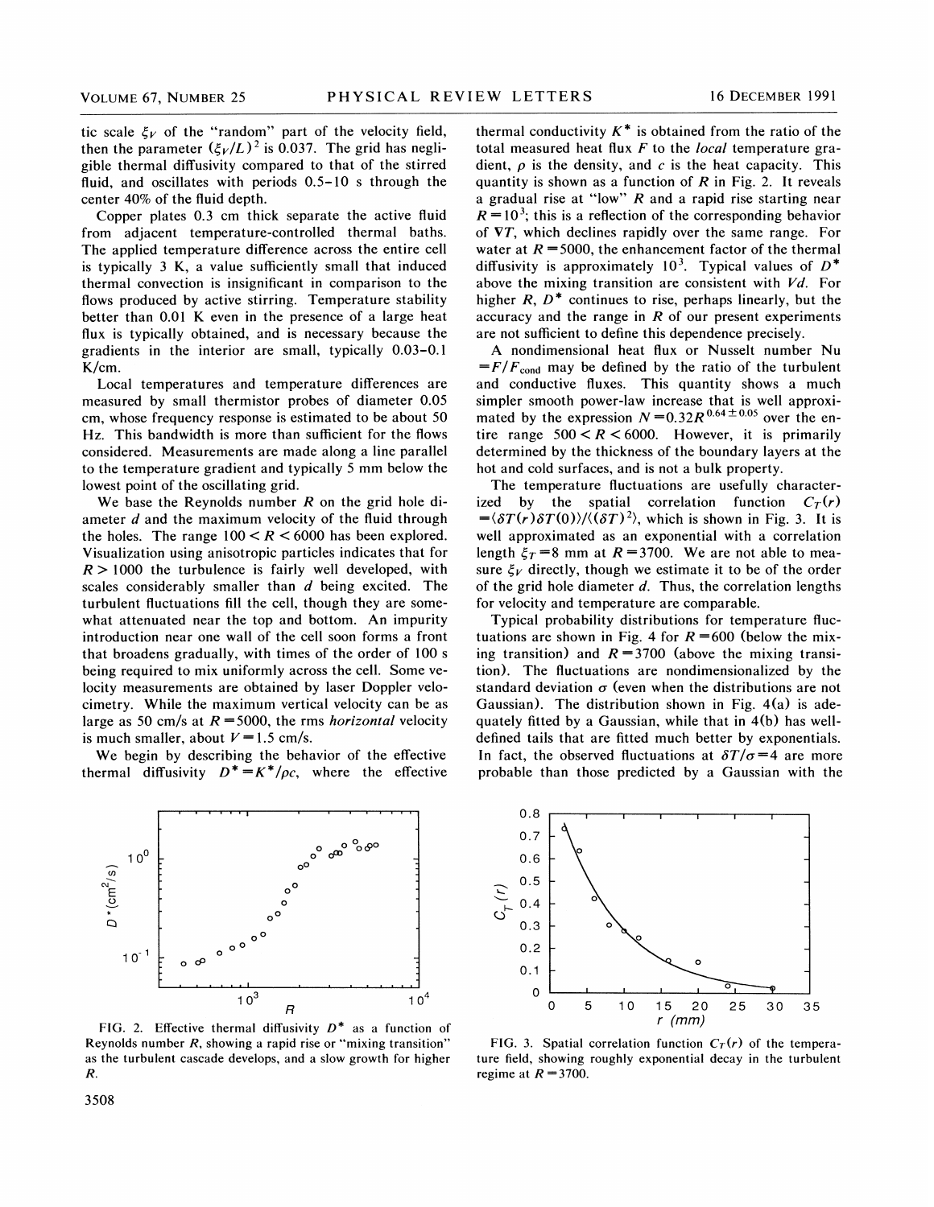tic scale $\xi_V$ of the "random" part of the velocity field, then the parameter $(\xi_V/L)^2$ is 0.037. The grid has negligible thermal diffusivity compared to that of the stirred fluid, and oscillates with periods 0.5–10 s through the center 40% of the fluid depth.

Copper plates 0.3 cm thick separate the active fluid from adjacent temperature-controlled thermal baths. The applied temperature difference across the entire cell is typically 3 K, a value sufficiently small that induced thermal convection is insignificant in comparison to the flows produced by active stirring. Temperature stability better than 0.01 K even in the presence of a large heat flux is typically obtained, and is necessary because the gradients in the interior are small, typically 0.03–0.1 K/cm.

Local temperatures and temperature differences are measured by small thermistor probes of diameter 0.05 cm, whose frequency response is estimated to be about 50 Hz. This bandwidth is more than sufficient for the flows considered. Measurements are made along a line parallel to the temperature gradient and typically 5 mm below the lowest point of the oscillating grid.

We base the Reynolds number $R$ on the grid hole diameter $d$ and the maximum velocity of the fluid through the holes. The range $100 < R < 6000$ has been explored. Visualization using anisotropic particles indicates that for $R > 1000$ the turbulence is fairly well developed, with scales considerably smaller than $d$ being excited. The turbulent fluctuations fill the cell, though they are somewhat attenuated near the top and bottom. An impurity introduction near one wall of the cell soon forms a front that broadens gradually, with times of the order of 100 s being required to mix uniformly across the cell. Some velocity measurements are obtained by laser Doppler velocimetry. While the maximum vertical velocity can be as large as 50 cm/s at $R = 5000$, the rms *horizontal* velocity is much smaller, about $V = 1.5$ cm/s.

We begin by describing the behavior of the effective thermal diffusivity $D^* = K^*/\rho c$, where the effective thermal conductivity $K^*$ is obtained from the ratio of the total measured heat flux $F$ to the *local* temperature gradient, $\rho$ is the density, and $c$ is the heat capacity. This quantity is shown as a function of $R$ in Fig. 2. It reveals a gradual rise at "low" $R$ and a rapid rise starting near $R = 10^3$; this is a reflection of the corresponding behavior of $\nabla T$, which declines rapidly over the same range. For water at $R = 5000$, the enhancement factor of the thermal diffusivity is approximately $10^3$. Typical values of $D^*$ above the mixing transition are consistent with $Vd$. For higher $R$, $D^*$ continues to rise, perhaps linearly, but the accuracy and the range in $R$ of our present experiments are not sufficient to define this dependence precisely.

A nondimensional heat flux or Nusselt number $\mathrm{Nu} = F/F_{\mathrm{cond}}$ may be defined by the ratio of the turbulent and conductive fluxes. This quantity shows a much simpler smooth power-law increase that is well approximated by the expression $N = 0.32R^{0.64 \pm 0.05}$ over the entire range $500 < R < 6000$. However, it is primarily determined by the thickness of the boundary layers at the hot and cold surfaces, and is not a bulk property.

The temperature fluctuations are usefully characterized by the spatial correlation function $C_T(r) = \langle \delta T(r) \delta T(0) \rangle / \langle (\delta T)^2 \rangle$, which is shown in Fig. 3. It is well approximated as an exponential with a correlation length $\xi_T = 8$ mm at $R = 3700$. We are not able to measure $\xi_V$ directly, though we estimate it to be of the order of the grid hole diameter $d$. Thus, the correlation lengths for velocity and temperature are comparable.

Typical probability distributions for temperature fluctuations are shown in Fig. 4 for $R = 600$ (below the mixing transition) and $R = 3700$ (above the mixing transition). The fluctuations are nondimensionalized by the standard deviation $\sigma$ (even when the distributions are not Gaussian). The distribution shown in Fig. 4(a) is adequately fitted by a Gaussian, while that in 4(b) has well-defined tails that are fitted much better by exponentials. In fact, the observed fluctuations at $\delta T/\sigma = 4$ are more probable than those predicted by a Gaussian with the

FIG. 2. Effective thermal diffusivity $D^*$ as a function of Reynolds number $R$, showing a rapid rise or "mixing transition" as the turbulent cascade develops, and a slow growth for higher $R$.

FIG. 3. Spatial correlation function $C_T(r)$ of the temperature field, showing roughly exponential decay in the turbulent regime at $R = 3700$.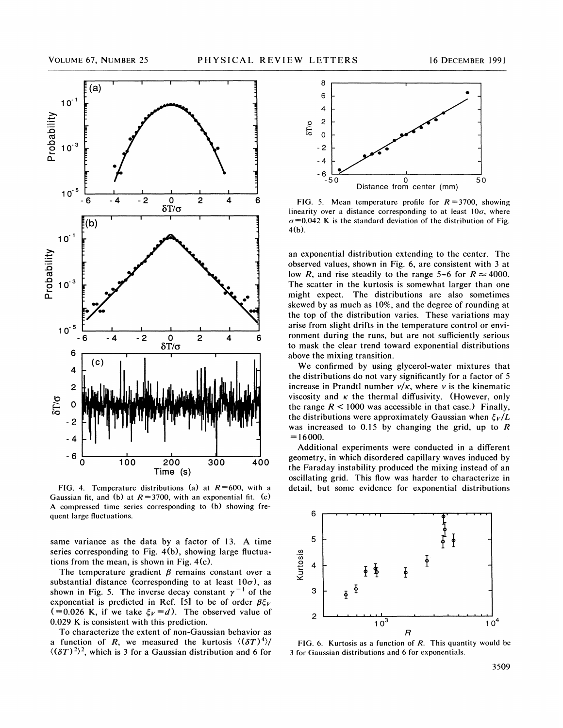FIG. 4. Temperature distributions (a) at $R=600$, with a Gaussian fit, and (b) at $R=3700$, with an exponential fit. (c) A compressed time series corresponding to (b) showing frequent large fluctuations.

same variance as the data by a factor of 13. A time series corresponding to Fig. 4(b), showing large fluctuations from the mean, is shown in Fig. 4(c).

The temperature gradient $\beta$ remains constant over a substantial distance (corresponding to at least $10\sigma$), as shown in Fig. 5. The inverse decay constant $\gamma^{-1}$ of the exponential is predicted in Ref. [5] to be of order $\beta\xi_V$ ($=0.026$ K, if we take $\xi_V = d$). The observed value of 0.029 K is consistent with this prediction.

To characterize the extent of non-Gaussian behavior as a function of $R$, we measured the kurtosis $\langle(\delta T)^4\rangle / \langle(\delta T)^2\rangle^2$, which is 3 for a Gaussian distribution and 6 for an exponential distribution extending to the center. The observed values, shown in Fig. 6, are consistent with 3 at low $R$, and rise steadily to the range 5–6 for $R \approx 4000$. The scatter in the kurtosis is somewhat larger than one might expect. The distributions are also sometimes skewed by as much as 10%, and the degree of rounding at the top of the distribution varies. These variations may arise from slight drifts in the temperature control or environment during the runs, but are not sufficiently serious to mask the clear trend toward exponential distributions above the mixing transition.

FIG. 5. Mean temperature profile for $R=3700$, showing linearity over a distance corresponding to at least $10\sigma$, where $\sigma=0.042$ K is the standard deviation of the distribution of Fig. 4(b).

We confirmed by using glycerol-water mixtures that the distributions do not vary significantly for a factor of 5 increase in Prandtl number $\nu/\kappa$, where $\nu$ is the kinematic viscosity and $\kappa$ the thermal diffusivity. (However, only the range $R < 1000$ was accessible in that case.) Finally, the distributions were approximately Gaussian when $\xi_V/L$ was increased to 0.15 by changing the grid, up to $R=16000$.

Additional experiments were conducted in a different geometry, in which disordered capillary waves induced by the Faraday instability produced the mixing instead of an oscillating grid. This flow was harder to characterize in detail, but some evidence for exponential distributions

FIG. 6. Kurtosis as a function of $R$. This quantity would be 3 for Gaussian distributions and 6 for exponentials.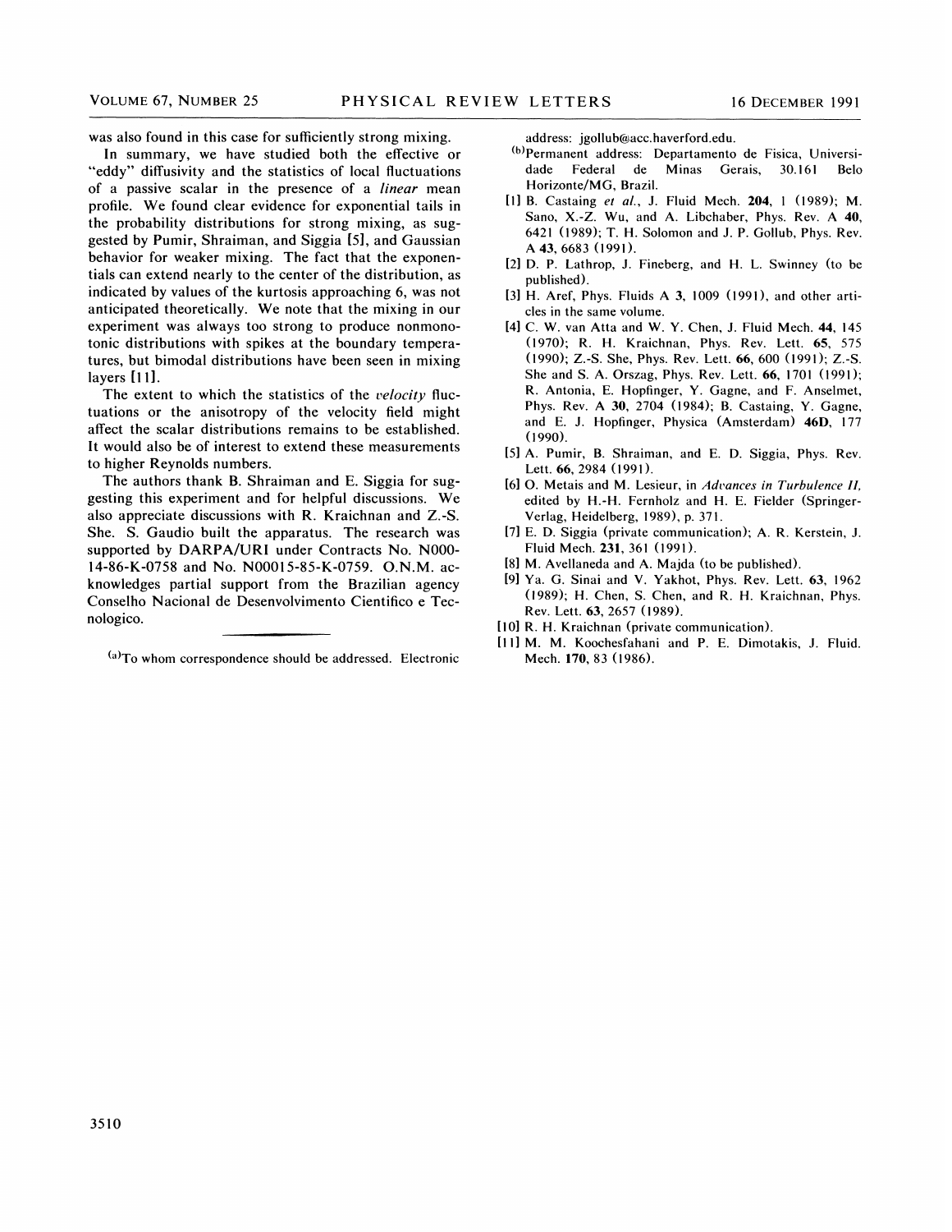was also found in this case for sufficiently strong mixing.

In summary, we have studied both the effective or "eddy" diffusivity and the statistics of local fluctuations of a passive scalar in the presence of a *linear* mean profile. We found clear evidence for exponential tails in the probability distributions for strong mixing, as suggested by Pumir, Shraiman, and Siggia [5], and Gaussian behavior for weaker mixing. The fact that the exponentials can extend nearly to the center of the distribution, as indicated by values of the kurtosis approaching 6, was not anticipated theoretically. We note that the mixing in our experiment was always too strong to produce nonmonotonic distributions with spikes at the boundary temperatures, but bimodal distributions have been seen in mixing layers [11].

The extent to which the statistics of the *velocity* fluctuations or the anisotropy of the velocity field might affect the scalar distributions remains to be established. It would also be of interest to extend these measurements to higher Reynolds numbers.

The authors thank B. Shraiman and E. Siggia for suggesting this experiment and for helpful discussions. We also appreciate discussions with R. Kraichnan and Z.-S. She. S. Gaudio built the apparatus. The research was supported by DARPA/URI under Contracts No. N000-14-86-K-0758 and No. N00015-85-K-0759. O.N.M. acknowledges partial support from the Brazilian agency Conselho Nacional de Desenvolvimento Cientifico e Tecnologico.

---

[a] To whom correspondence should be addressed. Electronic address: jgollub@acc.haverford.edu.

[b] Permanent address: Departamento de Fisica, Universidade Federal de Minas Gerais, 30.161 Belo Horizonte/MG, Brazil.

[1] B. Castaing *et al.*, J. Fluid Mech. **204**, 1 (1989); M. Sano, X.-Z. Wu, and A. Libchaber, Phys. Rev. A **40**, 6421 (1989); T. H. Solomon and J. P. Gollub, Phys. Rev. A **43**, 6683 (1991).

[2] D. P. Lathrop, J. Fineberg, and H. L. Swinney (to be published).

[3] H. Aref, Phys. Fluids A **3**, 1009 (1991), and other articles in the same volume.

[4] C. W. van Atta and W. Y. Chen, J. Fluid Mech. **44**, 145 (1970); R. H. Kraichnan, Phys. Rev. Lett. **65**, 575 (1990); Z.-S. She, Phys. Rev. Lett. **66**, 600 (1991); Z.-S. She and S. A. Orszag, Phys. Rev. Lett. **66**, 1701 (1991); R. Antonia, E. Hopfinger, Y. Gagne, and F. Anselmet, Phys. Rev. A **30**, 2704 (1984); B. Castaing, Y. Gagne, and E. J. Hopfinger, Physica (Amsterdam) **46D**, 177 (1990).

[5] A. Pumir, B. Shraiman, and E. D. Siggia, Phys. Rev. Lett. **66**, 2984 (1991).

[6] O. Metais and M. Lesieur, in *Advances in Turbulence II*, edited by H.-H. Fernholz and H. E. Fielder (Springer-Verlag, Heidelberg, 1989), p. 371.

[7] E. D. Siggia (private communication); A. R. Kerstein, J. Fluid Mech. **231**, 361 (1991).

[8] M. Avellaneda and A. Majda (to be published).

[9] Ya. G. Sinai and V. Yakhot, Phys. Rev. Lett. **63**, 1962 (1989); H. Chen, S. Chen, and R. H. Kraichnan, Phys. Rev. Lett. **63**, 2657 (1989).

[10] R. H. Kraichnan (private communication).

[11] M. M. Koochesfahani and P. E. Dimotakis, J. Fluid. Mech. **170**, 83 (1986).